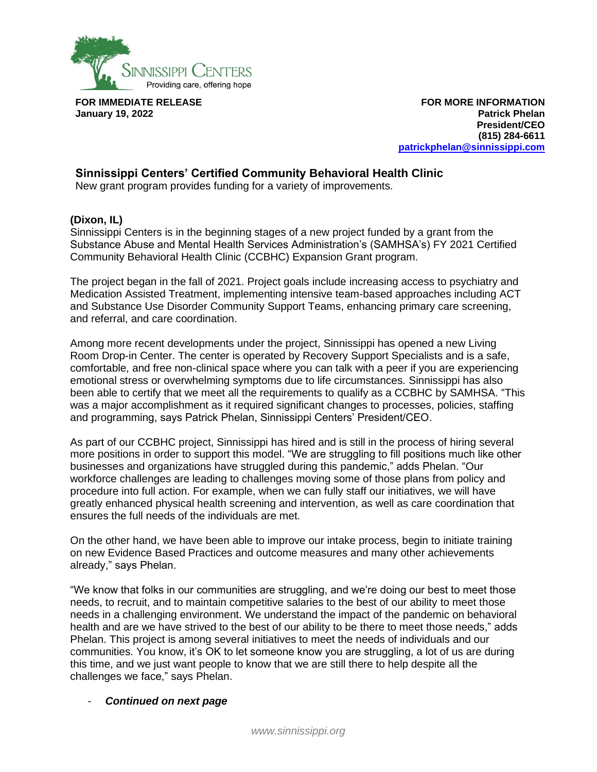**FOR IMMEDIATE RELEASE**
**January 19, 2022**

**FOR MORE INFORMATION**
**Patrick Phelan**
**President/CEO**
**(815) 284-6611**
**patrickphelan@sinnissippi.com**

## Sinnissippi Centers' Certified Community Behavioral Health Clinic

New grant program provides funding for a variety of improvements.

**(Dixon, IL)**

Sinnissippi Centers is in the beginning stages of a new project funded by a grant from the Substance Abuse and Mental Health Services Administration's (SAMHSA's) FY 2021 Certified Community Behavioral Health Clinic (CCBHC) Expansion Grant program.

The project began in the fall of 2021. Project goals include increasing access to psychiatry and Medication Assisted Treatment, implementing intensive team-based approaches including ACT and Substance Use Disorder Community Support Teams, enhancing primary care screening, and referral, and care coordination.

Among more recent developments under the project, Sinnissippi has opened a new Living Room Drop-in Center. The center is operated by Recovery Support Specialists and is a safe, comfortable, and free non-clinical space where you can talk with a peer if you are experiencing emotional stress or overwhelming symptoms due to life circumstances. Sinnissippi has also been able to certify that we meet all the requirements to qualify as a CCBHC by SAMHSA. "This was a major accomplishment as it required significant changes to processes, policies, staffing and programming, says Patrick Phelan, Sinnissippi Centers' President/CEO.

As part of our CCBHC project, Sinnissippi has hired and is still in the process of hiring several more positions in order to support this model. "We are struggling to fill positions much like other businesses and organizations have struggled during this pandemic," adds Phelan. "Our workforce challenges are leading to challenges moving some of those plans from policy and procedure into full action. For example, when we can fully staff our initiatives, we will have greatly enhanced physical health screening and intervention, as well as care coordination that ensures the full needs of the individuals are met.

On the other hand, we have been able to improve our intake process, begin to initiate training on new Evidence Based Practices and outcome measures and many other achievements already," says Phelan.

"We know that folks in our communities are struggling, and we're doing our best to meet those needs, to recruit, and to maintain competitive salaries to the best of our ability to meet those needs in a challenging environment. We understand the impact of the pandemic on behavioral health and are we have strived to the best of our ability to be there to meet those needs," adds Phelan. This project is among several initiatives to meet the needs of individuals and our communities. You know, it's OK to let someone know you are struggling, a lot of us are during this time, and we just want people to know that we are still there to help despite all the challenges we face," says Phelan.

- ***Continued on next page***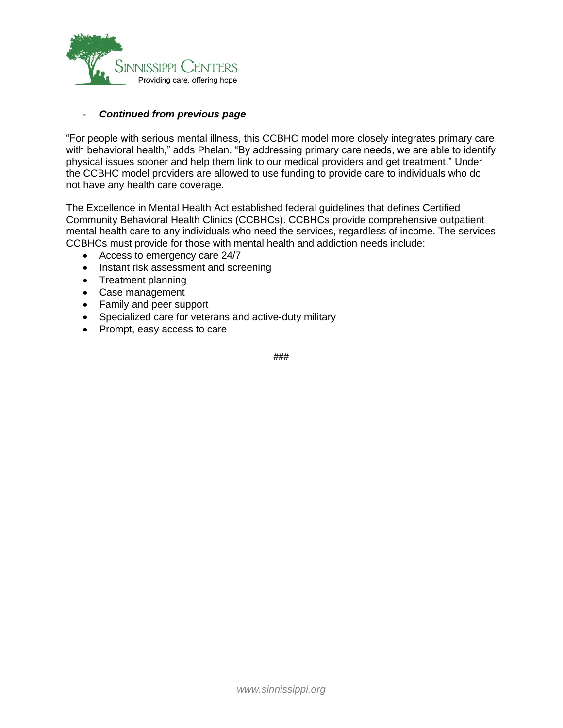- ***Continued from previous page***

"For people with serious mental illness, this CCBHC model more closely integrates primary care with behavioral health," adds Phelan. "By addressing primary care needs, we are able to identify physical issues sooner and help them link to our medical providers and get treatment." Under the CCBHC model providers are allowed to use funding to provide care to individuals who do not have any health care coverage.

The Excellence in Mental Health Act established federal guidelines that defines Certified Community Behavioral Health Clinics (CCBHCs). CCBHCs provide comprehensive outpatient mental health care to any individuals who need the services, regardless of income. The services CCBHCs must provide for those with mental health and addiction needs include:

- Access to emergency care 24/7
- Instant risk assessment and screening
- Treatment planning
- Case management
- Family and peer support
- Specialized care for veterans and active-duty military
- Prompt, easy access to care

###